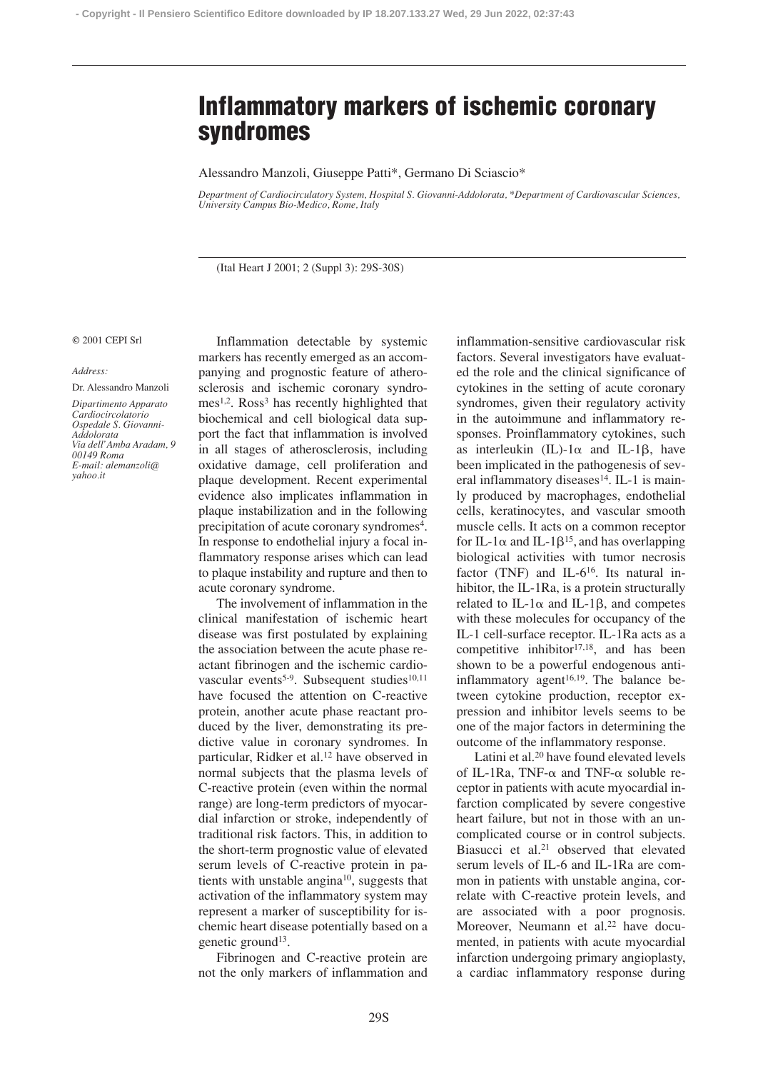# Inflammatory markers of ischemic coronary syndromes

Alessandro Manzoli, Giuseppe Patti*, Germano Di Sciascio*

*Department of Cardiocirculatory System, Hospital S. Giovanni-Addolorata, \*Department of Cardiovascular Sciences, University Campus Bio-Medico, Rome, Italy*

© 2001 CEPI Srl

*Address:*

Dr. Alessandro Manzoli

*Dipartimento Apparato Cardiocircolatorio Ospedale S. Giovanni-Addolorata Via dell'Amba Aradam, 9 00149 Roma E-mail: alemanzoli@yahoo.it*

Inflammation detectable by systemic markers has recently emerged as an accompanying and prognostic feature of atherosclerosis and ischemic coronary syndromes[1,2]. Ross[3] has recently highlighted that biochemical and cell biological data support the fact that inflammation is involved in all stages of atherosclerosis, including oxidative damage, cell proliferation and plaque development. Recent experimental evidence also implicates inflammation in plaque instabilization and in the following precipitation of acute coronary syndromes[4]. In response to endothelial injury a focal inflammatory response arises which can lead to plaque instability and rupture and then to acute coronary syndrome.

The involvement of inflammation in the clinical manifestation of ischemic heart disease was first postulated by explaining the association between the acute phase reactant fibrinogen and the ischemic cardiovascular events[5-9]. Subsequent studies[10,11] have focused the attention on C-reactive protein, another acute phase reactant produced by the liver, demonstrating its predictive value in coronary syndromes. In particular, Ridker et al.[12] have observed in normal subjects that the plasma levels of C-reactive protein (even within the normal range) are long-term predictors of myocardial infarction or stroke, independently of traditional risk factors. This, in addition to the short-term prognostic value of elevated serum levels of C-reactive protein in patients with unstable angina[10], suggests that activation of the inflammatory system may represent a marker of susceptibility for ischemic heart disease potentially based on a genetic ground[13].

Fibrinogen and C-reactive protein are not the only markers of inflammation and inflammation-sensitive cardiovascular risk factors. Several investigators have evaluated the role and the clinical significance of cytokines in the setting of acute coronary syndromes, given their regulatory activity in the autoimmune and inflammatory responses. Proinflammatory cytokines, such as interleukin (IL)-1$\alpha$ and IL-1$\beta$, have been implicated in the pathogenesis of several inflammatory diseases[14]. IL-1 is mainly produced by macrophages, endothelial cells, keratinocytes, and vascular smooth muscle cells. It acts on a common receptor for IL-1$\alpha$ and IL-1$\beta$[15], and has overlapping biological activities with tumor necrosis factor (TNF) and IL-6[16]. Its natural inhibitor, the IL-1Ra, is a protein structurally related to IL-1$\alpha$ and IL-1$\beta$, and competes with these molecules for occupancy of the IL-1 cell-surface receptor. IL-1Ra acts as a competitive inhibitor[17,18], and has been shown to be a powerful endogenous anti-inflammatory agent[16,19]. The balance between cytokine production, receptor expression and inhibitor levels seems to be one of the major factors in determining the outcome of the inflammatory response.

Latini et al.[20] have found elevated levels of IL-1Ra, TNF-$\alpha$ and TNF-$\alpha$ soluble receptor in patients with acute myocardial infarction complicated by severe congestive heart failure, but not in those with an uncomplicated course or in control subjects. Biasucci et al.[21] observed that elevated serum levels of IL-6 and IL-1Ra are common in patients with unstable angina, correlate with C-reactive protein levels, and are associated with a poor prognosis. Moreover, Neumann et al.[22] have documented, in patients with acute myocardial infarction undergoing primary angioplasty, a cardiac inflammatory response during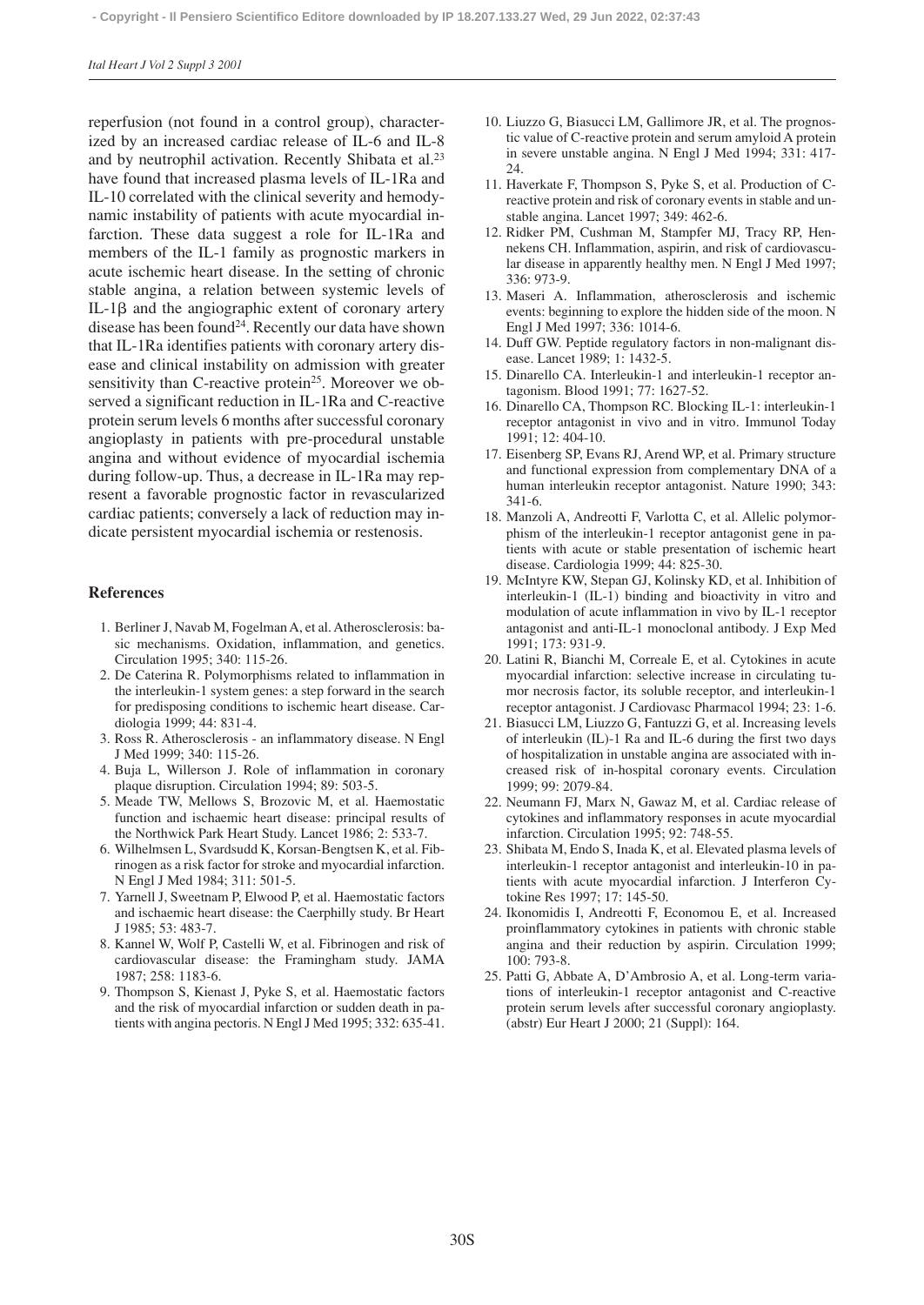reperfusion (not found in a control group), characterized by an increased cardiac release of IL-6 and IL-8 and by neutrophil activation. Recently Shibata et al.[23] have found that increased plasma levels of IL-1Ra and IL-10 correlated with the clinical severity and hemodynamic instability of patients with acute myocardial infarction. These data suggest a role for IL-1Ra and members of the IL-1 family as prognostic markers in acute ischemic heart disease. In the setting of chronic stable angina, a relation between systemic levels of IL-1β and the angiographic extent of coronary artery disease has been found[24]. Recently our data have shown that IL-1Ra identifies patients with coronary artery disease and clinical instability on admission with greater sensitivity than C-reactive protein[25]. Moreover we observed a significant reduction in IL-1Ra and C-reactive protein serum levels 6 months after successful coronary angioplasty in patients with pre-procedural unstable angina and without evidence of myocardial ischemia during follow-up. Thus, a decrease in IL-1Ra may represent a favorable prognostic factor in revascularized cardiac patients; conversely a lack of reduction may indicate persistent myocardial ischemia or restenosis.

## References

1. Berliner J, Navab M, Fogelman A, et al. Atherosclerosis: basic mechanisms. Oxidation, inflammation, and genetics. Circulation 1995; 340: 115-26.
2. De Caterina R. Polymorphisms related to inflammation in the interleukin-1 system genes: a step forward in the search for predisposing conditions to ischemic heart disease. Cardiologia 1999; 44: 831-4.
3. Ross R. Atherosclerosis - an inflammatory disease. N Engl J Med 1999; 340: 115-26.
4. Buja L, Willerson J. Role of inflammation in coronary plaque disruption. Circulation 1994; 89: 503-5.
5. Meade TW, Mellows S, Brozovic M, et al. Haemostatic function and ischaemic heart disease: principal results of the Northwick Park Heart Study. Lancet 1986; 2: 533-7.
6. Wilhelmsen L, Svardsudd K, Korsan-Bengtsen K, et al. Fibrinogen as a risk factor for stroke and myocardial infarction. N Engl J Med 1984; 311: 501-5.
7. Yarnell J, Sweetnam P, Elwood P, et al. Haemostatic factors and ischaemic heart disease: the Caerphilly study. Br Heart J 1985; 53: 483-7.
8. Kannel W, Wolf P, Castelli W, et al. Fibrinogen and risk of cardiovascular disease: the Framingham study. JAMA 1987; 258: 1183-6.
9. Thompson S, Kienast J, Pyke S, et al. Haemostatic factors and the risk of myocardial infarction or sudden death in patients with angina pectoris. N Engl J Med 1995; 332: 635-41.
10. Liuzzo G, Biasucci LM, Gallimore JR, et al. The prognostic value of C-reactive protein and serum amyloid A protein in severe unstable angina. N Engl J Med 1994; 331: 417-24.
11. Haverkate F, Thompson S, Pyke S, et al. Production of C-reactive protein and risk of coronary events in stable and unstable angina. Lancet 1997; 349: 462-6.
12. Ridker PM, Cushman M, Stampfer MJ, Tracy RP, Hennekens CH. Inflammation, aspirin, and risk of cardiovascular disease in apparently healthy men. N Engl J Med 1997; 336: 973-9.
13. Maseri A. Inflammation, atherosclerosis and ischemic events: beginning to explore the hidden side of the moon. N Engl J Med 1997; 336: 1014-6.
14. Duff GW. Peptide regulatory factors in non-malignant disease. Lancet 1989; 1: 1432-5.
15. Dinarello CA. Interleukin-1 and interleukin-1 receptor antagonism. Blood 1991; 77: 1627-52.
16. Dinarello CA, Thompson RC. Blocking IL-1: interleukin-1 receptor antagonist in vivo and in vitro. Immunol Today 1991; 12: 404-10.
17. Eisenberg SP, Evans RJ, Arend WP, et al. Primary structure and functional expression from complementary DNA of a human interleukin receptor antagonist. Nature 1990; 343: 341-6.
18. Manzoli A, Andreotti F, Varlotta C, et al. Allelic polymorphism of the interleukin-1 receptor antagonist gene in patients with acute or stable presentation of ischemic heart disease. Cardiologia 1999; 44: 825-30.
19. McIntyre KW, Stepan GJ, Kolinsky KD, et al. Inhibition of interleukin-1 (IL-1) binding and bioactivity in vitro and modulation of acute inflammation in vivo by IL-1 receptor antagonist and anti-IL-1 monoclonal antibody. J Exp Med 1991; 173: 931-9.
20. Latini R, Bianchi M, Correale E, et al. Cytokines in acute myocardial infarction: selective increase in circulating tumor necrosis factor, its soluble receptor, and interleukin-1 receptor antagonist. J Cardiovasc Pharmacol 1994; 23: 1-6.
21. Biasucci LM, Liuzzo G, Fantuzzi G, et al. Increasing levels of interleukin (IL)-1 Ra and IL-6 during the first two days of hospitalization in unstable angina are associated with increased risk of in-hospital coronary events. Circulation 1999; 99: 2079-84.
22. Neumann FJ, Marx N, Gawaz M, et al. Cardiac release of cytokines and inflammatory responses in acute myocardial infarction. Circulation 1995; 92: 748-55.
23. Shibata M, Endo S, Inada K, et al. Elevated plasma levels of interleukin-1 receptor antagonist and interleukin-10 in patients with acute myocardial infarction. J Interferon Cytokine Res 1997; 17: 145-50.
24. Ikonomidis I, Andreotti F, Economou E, et al. Increased proinflammatory cytokines in patients with chronic stable angina and their reduction by aspirin. Circulation 1999; 100: 793-8.
25. Patti G, Abbate A, D'Ambrosio A, et al. Long-term variations of interleukin-1 receptor antagonist and C-reactive protein serum levels after successful coronary angioplasty. (abstr) Eur Heart J 2000; 21 (Suppl): 164.